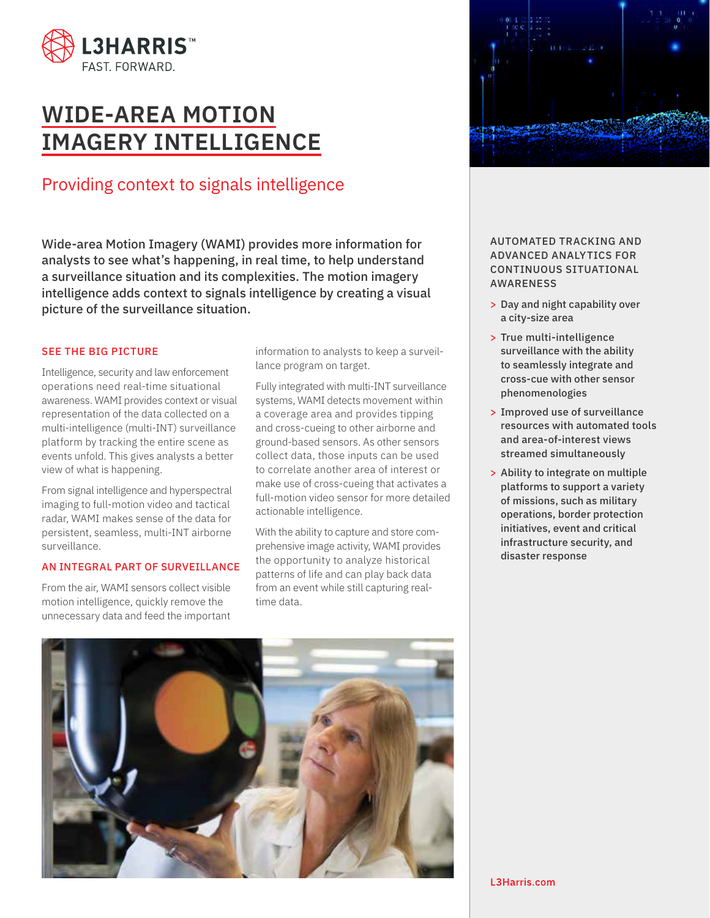L3HARRIS™
FAST. FORWARD.

# WIDE-AREA MOTION IMAGERY INTELLIGENCE

## Providing context to signals intelligence

**Wide-area Motion Imagery (WAMI) provides more information for analysts to see what's happening, in real time, to help understand a surveillance situation and its complexities. The motion imagery intelligence adds context to signals intelligence by creating a visual picture of the surveillance situation.**

### SEE THE BIG PICTURE

Intelligence, security and law enforcement operations need real-time situational awareness. WAMI provides context or visual representation of the data collected on a multi-intelligence (multi-INT) surveillance platform by tracking the entire scene as events unfold. This gives analysts a better view of what is happening.

From signal intelligence and hyperspectral imaging to full-motion video and tactical radar, WAMI makes sense of the data for persistent, seamless, multi-INT airborne surveillance.

### AN INTEGRAL PART OF SURVEILLANCE

From the air, WAMI sensors collect visible motion intelligence, quickly remove the unnecessary data and feed the important information to analysts to keep a surveillance program on target.

Fully integrated with multi-INT surveillance systems, WAMI detects movement within a coverage area and provides tipping and cross-cueing to other airborne and ground-based sensors. As other sensors collect data, those inputs can be used to correlate another area of interest or make use of cross-cueing that activates a full-motion video sensor for more detailed actionable intelligence.

With the ability to capture and store comprehensive image activity, WAMI provides the opportunity to analyze historical patterns of life and can play back data from an event while still capturing real-time data.

### AUTOMATED TRACKING AND ADVANCED ANALYTICS FOR CONTINUOUS SITUATIONAL AWARENESS

- Day and night capability over a city-size area
- True multi-intelligence surveillance with the ability to seamlessly integrate and cross-cue with other sensor phenomenologies
- Improved use of surveillance resources with automated tools and area-of-interest views streamed simultaneously
- Ability to integrate on multiple platforms to support a variety of missions, such as military operations, border protection initiatives, event and critical infrastructure security, and disaster response

L3Harris.com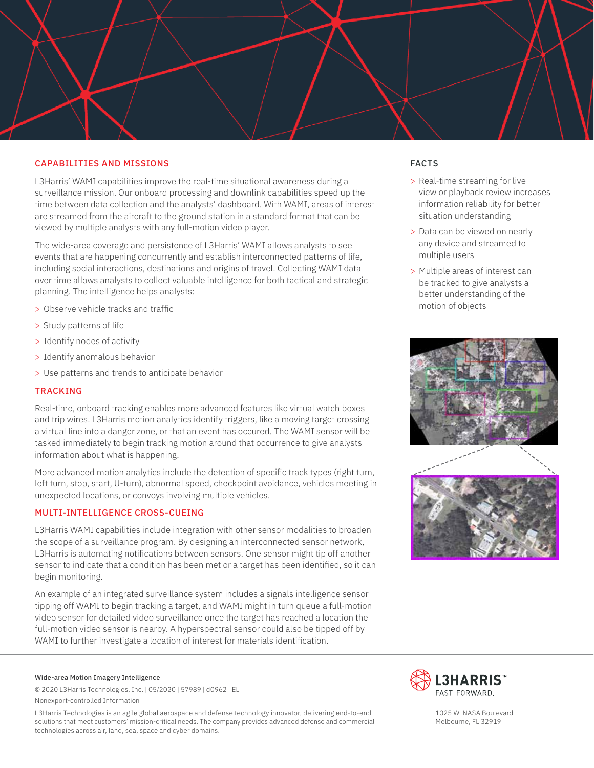## CAPABILITIES AND MISSIONS

L3Harris' WAMI capabilities improve the real-time situational awareness during a surveillance mission. Our onboard processing and downlink capabilities speed up the time between data collection and the analysts' dashboard. With WAMI, areas of interest are streamed from the aircraft to the ground station in a standard format that can be viewed by multiple analysts with any full-motion video player.

The wide-area coverage and persistence of L3Harris' WAMI allows analysts to see events that are happening concurrently and establish interconnected patterns of life, including social interactions, destinations and origins of travel. Collecting WAMI data over time allows analysts to collect valuable intelligence for both tactical and strategic planning. The intelligence helps analysts:

> Observe vehicle tracks and traffic
> Study patterns of life
> Identify nodes of activity
> Identify anomalous behavior
> Use patterns and trends to anticipate behavior

## TRACKING

Real-time, onboard tracking enables more advanced features like virtual watch boxes and trip wires. L3Harris motion analytics identify triggers, like a moving target crossing a virtual line into a danger zone, or that an event has occured. The WAMI sensor will be tasked immediately to begin tracking motion around that occurrence to give analysts information about what is happening.

More advanced motion analytics include the detection of specific track types (right turn, left turn, stop, start, U-turn), abnormal speed, checkpoint avoidance, vehicles meeting in unexpected locations, or convoys involving multiple vehicles.

## MULTI-INTELLIGENCE CROSS-CUEING

L3Harris WAMI capabilities include integration with other sensor modalities to broaden the scope of a surveillance program. By designing an interconnected sensor network, L3Harris is automating notifications between sensors. One sensor might tip off another sensor to indicate that a condition has been met or a target has been identified, so it can begin monitoring.

An example of an integrated surveillance system includes a signals intelligence sensor tipping off WAMI to begin tracking a target, and WAMI might in turn queue a full-motion video sensor for detailed video surveillance once the target has reached a location the full-motion video sensor is nearby. A hyperspectral sensor could also be tipped off by WAMI to further investigate a location of interest for materials identification.

## FACTS

> Real-time streaming for live view or playback review increases information reliability for better situation understanding

> Data can be viewed on nearly any device and streamed to multiple users

> Multiple areas of interest can be tracked to give analysts a better understanding of the motion of objects

**Wide-area Motion Imagery Intelligence**

© 2020 L3Harris Technologies, Inc. | 05/2020 | 57989 | d0962 | EL

Nonexport-controlled Information

L3Harris Technologies is an agile global aerospace and defense technology innovator, delivering end-to-end solutions that meet customers' mission-critical needs. The company provides advanced defense and commercial technologies across air, land, sea, space and cyber domains.

L3HARRIS™
FAST. FORWARD.

1025 W. NASA Boulevard
Melbourne, FL 32919